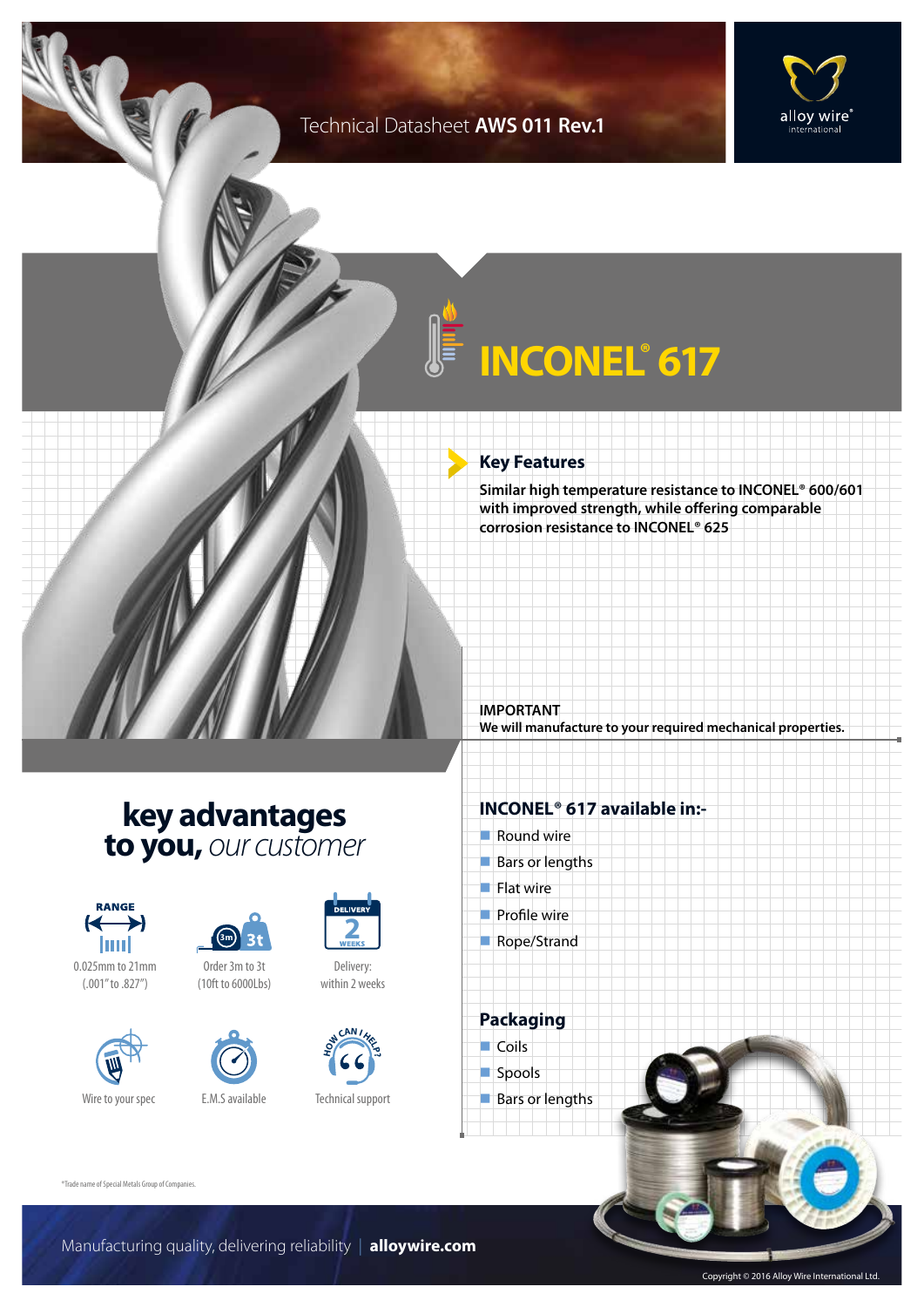Technical Datasheet **AWS 011 Rev.1**

alloy wire® international

# INCONEL® 617

## Key Features

**Similar high temperature resistance to INCONEL® 600/601 with improved strength, while offering comparable corrosion resistance to INCONEL® 625**

**IMPORTANT**
**We will manufacture to your required mechanical properties.**

## key advantages to you, *our customer*

- RANGE: 0.025mm to 21mm (.001" to .827")
- Order 3m to 3t (10ft to 6000Lbs)
- DELIVERY: within 2 weeks
- Wire to your spec
- E.M.S available
- Technical support

## INCONEL® 617 available in:-

- Round wire
- Bars or lengths
- Flat wire
- Profile wire
- Rope/Strand

## Packaging

- Coils
- Spools
- Bars or lengths

*Trade name of Special Metals Group of Companies.

Manufacturing quality, delivering reliability | **alloywire.com**

Copyright © 2016 Alloy Wire International Ltd.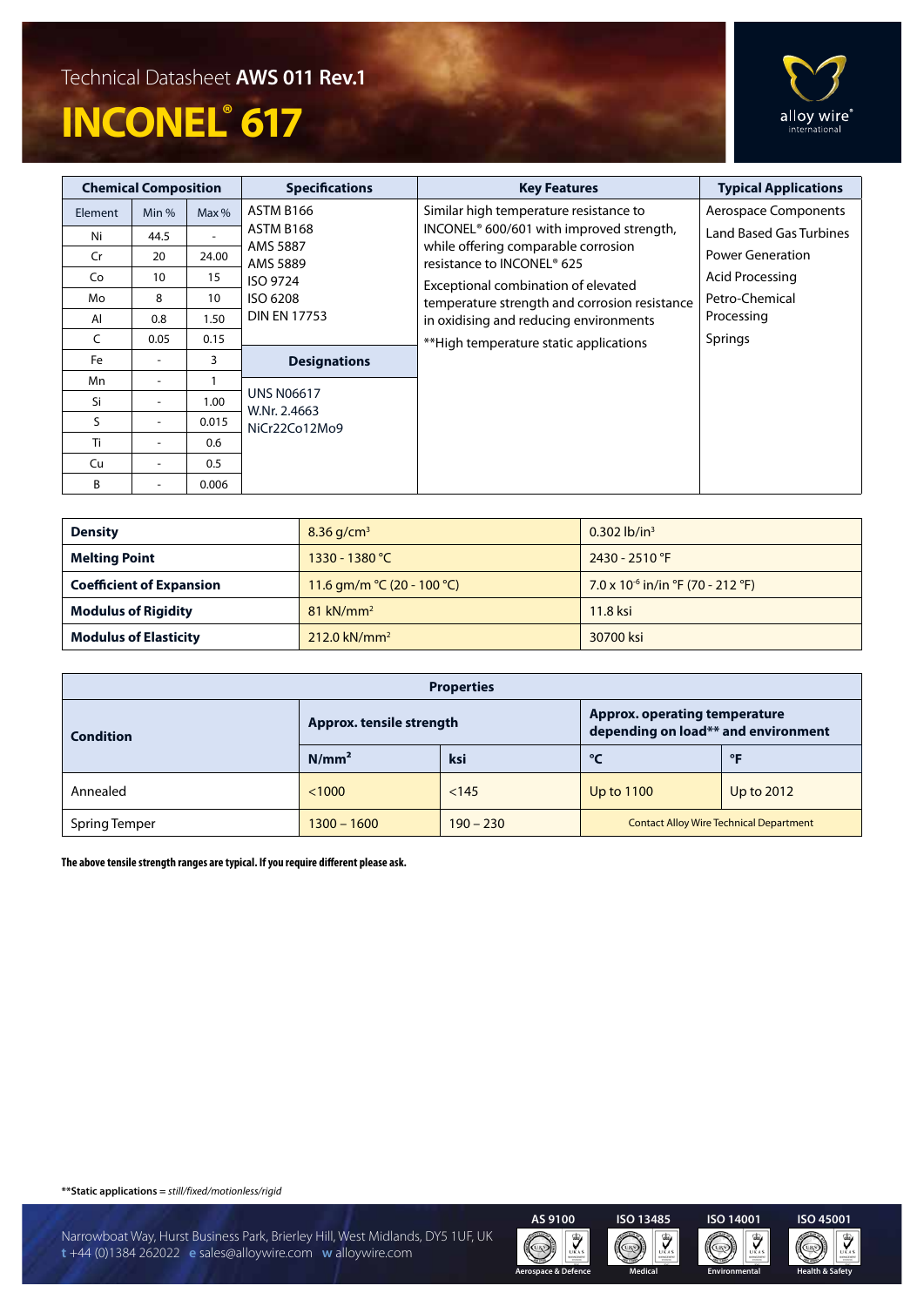Technical Datasheet **AWS 011 Rev.1**

# INCONEL® 617

| Chemical Composition | | | Specifications | Key Features | Typical Applications |
|---|---|---|---|---|---|
| Element | Min % | Max % | ASTM B166<br>ASTM B168<br>AMS 5887<br>AMS 5889<br>ISO 9724<br>ISO 6208<br>DIN EN 17753 | Similar high temperature resistance to INCONEL® 600/601 with improved strength, while offering comparable corrosion resistance to INCONEL® 625<br><br>Exceptional combination of elevated temperature strength and corrosion resistance in oxidising and reducing environments<br><br>**High temperature static applications | Aerospace Components<br>Land Based Gas Turbines<br>Power Generation<br>Acid Processing<br>Petro-Chemical Processing<br>Springs |
| Ni | 44.5 | - | | | |
| Cr | 20 | 24.00 | | | |
| Co | 10 | 15 | | | |
| Mo | 8 | 10 | | | |
| Al | 0.8 | 1.50 | | | |
| C | 0.05 | 0.15 | | | |
| Fe | - | 3 | **Designations** | | |
| Mn | - | 1 | UNS N06617<br>W.Nr. 2.4663<br>NiCr22Co12Mo9 | | |
| Si | - | 1.00 | | | |
| S | - | 0.015 | | | |
| Ti | - | 0.6 | | | |
| Cu | - | 0.5 | | | |
| B | - | 0.006 | | | |

| | | |
|---|---|---|
| **Density** | 8.36 g/cm³ | 0.302 lb/in³ |
| **Melting Point** | 1330 - 1380 °C | 2430 - 2510 °F |
| **Coefficient of Expansion** | 11.6 gm/m °C (20 - 100 °C) | 7.0 x $10^{-6}$ in/in °F (70 - 212 °F) |
| **Modulus of Rigidity** | 81 kN/mm² | 11.8 ksi |
| **Modulus of Elasticity** | 212.0 kN/mm² | 30700 ksi |

| **Properties** | | | | |
|---|---|---|---|---|
| **Condition** | **Approx. tensile strength** | | **Approx. operating temperature depending on load** and environment** | |
| | **N/mm²** | **ksi** | **°C** | **°F** |
| Annealed | <1000 | <145 | Up to 1100 | Up to 2012 |
| Spring Temper | 1300 – 1600 | 190 – 230 | Contact Alloy Wire Technical Department | |

**The above tensile strength ranges are typical. If you require different please ask.**

****Static applications** = *still/fixed/motionless/rigid*

Narrowboat Way, Hurst Business Park, Brierley Hill, West Midlands, DY5 1UF, UK
**t** +44 (0)1384 262022 **e** sales@alloywire.com **w** alloywire.com

AS 9100 – Aerospace & Defence | ISO 13485 – Medical | ISO 14001 – Environmental | ISO 45001 – Health & Safety